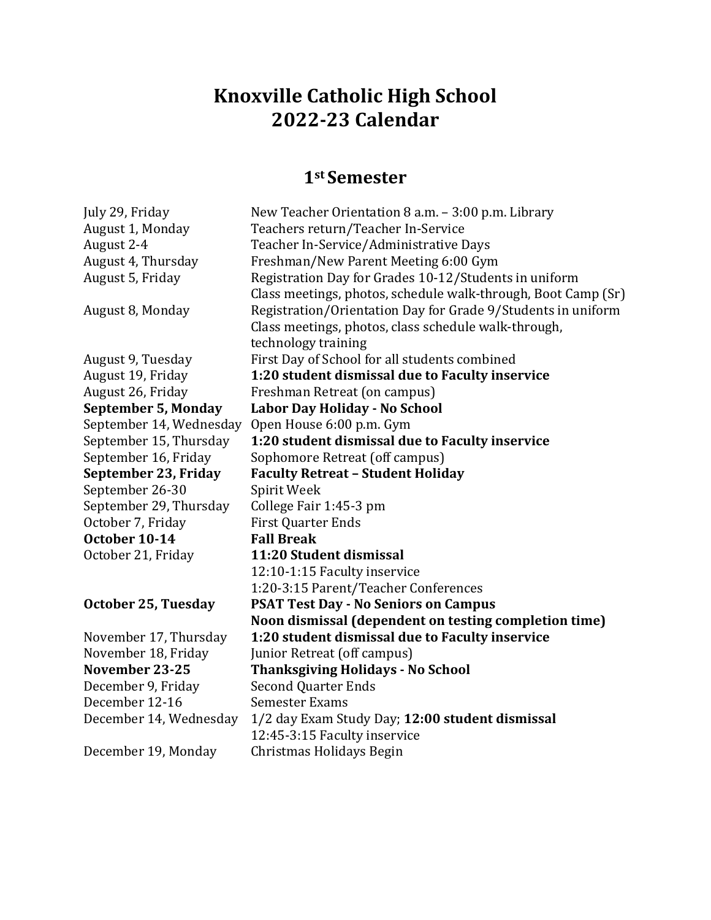# Knoxville Catholic High School
# 2022-23 Calendar

## 1st Semester

| | |
|---|---|
| July 29, Friday | New Teacher Orientation 8 a.m. – 3:00 p.m. Library |
| August 1, Monday | Teachers return/Teacher In-Service |
| August 2-4 | Teacher In-Service/Administrative Days |
| August 4, Thursday | Freshman/New Parent Meeting 6:00 Gym |
| August 5, Friday | Registration Day for Grades 10-12/Students in uniform<br>Class meetings, photos, schedule walk-through, Boot Camp (Sr) |
| August 8, Monday | Registration/Orientation Day for Grade 9/Students in uniform<br>Class meetings, photos, class schedule walk-through, technology training |
| August 9, Tuesday | First Day of School for all students combined |
| August 19, Friday | **1:20 student dismissal due to Faculty inservice** |
| August 26, Friday | Freshman Retreat (on campus) |
| **September 5, Monday** | **Labor Day Holiday - No School** |
| September 14, Wednesday | Open House 6:00 p.m. Gym |
| September 15, Thursday | **1:20 student dismissal due to Faculty inservice** |
| September 16, Friday | Sophomore Retreat (off campus) |
| **September 23, Friday** | **Faculty Retreat – Student Holiday** |
| September 26-30 | Spirit Week |
| September 29, Thursday | College Fair 1:45-3 pm |
| October 7, Friday | First Quarter Ends |
| **October 10-14** | **Fall Break** |
| October 21, Friday | **11:20 Student dismissal**<br>12:10-1:15 Faculty inservice<br>1:20-3:15 Parent/Teacher Conferences |
| **October 25, Tuesday** | **PSAT Test Day - No Seniors on Campus**<br>**Noon dismissal (dependent on testing completion time)** |
| November 17, Thursday | **1:20 student dismissal due to Faculty inservice** |
| November 18, Friday | Junior Retreat (off campus) |
| **November 23-25** | **Thanksgiving Holidays - No School** |
| December 9, Friday | Second Quarter Ends |
| December 12-16 | Semester Exams |
| December 14, Wednesday | 1/2 day Exam Study Day; **12:00 student dismissal**<br>12:45-3:15 Faculty inservice |
| December 19, Monday | Christmas Holidays Begin |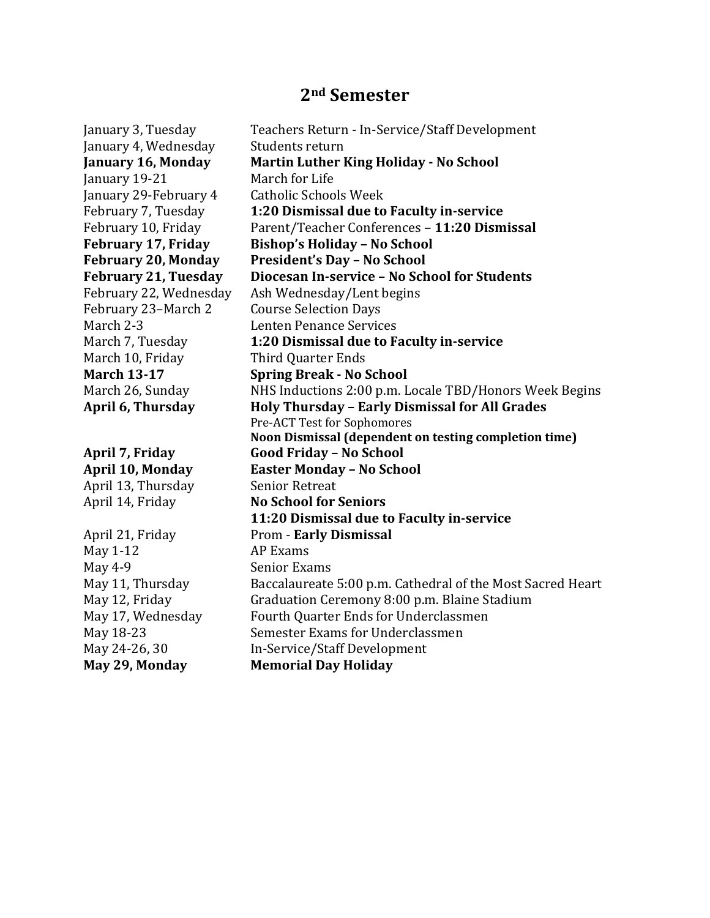## 2nd Semester

| | |
|---|---|
| January 3, Tuesday | Teachers Return - In-Service/Staff Development |
| January 4, Wednesday | Students return |
| **January 16, Monday** | **Martin Luther King Holiday - No School** |
| January 19-21 | March for Life |
| January 29-February 4 | Catholic Schools Week |
| February 7, Tuesday | **1:20 Dismissal due to Faculty in-service** |
| February 10, Friday | Parent/Teacher Conferences – **11:20 Dismissal** |
| **February 17, Friday** | **Bishop's Holiday – No School** |
| **February 20, Monday** | **President's Day – No School** |
| **February 21, Tuesday** | **Diocesan In-service – No School for Students** |
| February 22, Wednesday | Ash Wednesday/Lent begins |
| February 23–March 2 | Course Selection Days |
| March 2-3 | Lenten Penance Services |
| March 7, Tuesday | **1:20 Dismissal due to Faculty in-service** |
| March 10, Friday | Third Quarter Ends |
| **March 13-17** | **Spring Break - No School** |
| March 26, Sunday | NHS Inductions 2:00 p.m. Locale TBD/Honors Week Begins |
| **April 6, Thursday** | **Holy Thursday – Early Dismissal for All Grades**<br>Pre-ACT Test for Sophomores<br>**Noon Dismissal (dependent on testing completion time)** |
| **April 7, Friday** | **Good Friday – No School** |
| **April 10, Monday** | **Easter Monday – No School** |
| April 13, Thursday | Senior Retreat |
| April 14, Friday | **No School for Seniors**<br>**11:20 Dismissal due to Faculty in-service** |
| April 21, Friday | Prom - **Early Dismissal** |
| May 1-12 | AP Exams |
| May 4-9 | Senior Exams |
| May 11, Thursday | Baccalaureate 5:00 p.m. Cathedral of the Most Sacred Heart |
| May 12, Friday | Graduation Ceremony 8:00 p.m. Blaine Stadium |
| May 17, Wednesday | Fourth Quarter Ends for Underclassmen |
| May 18-23 | Semester Exams for Underclassmen |
| May 24-26, 30 | In-Service/Staff Development |
| **May 29, Monday** | **Memorial Day Holiday** |